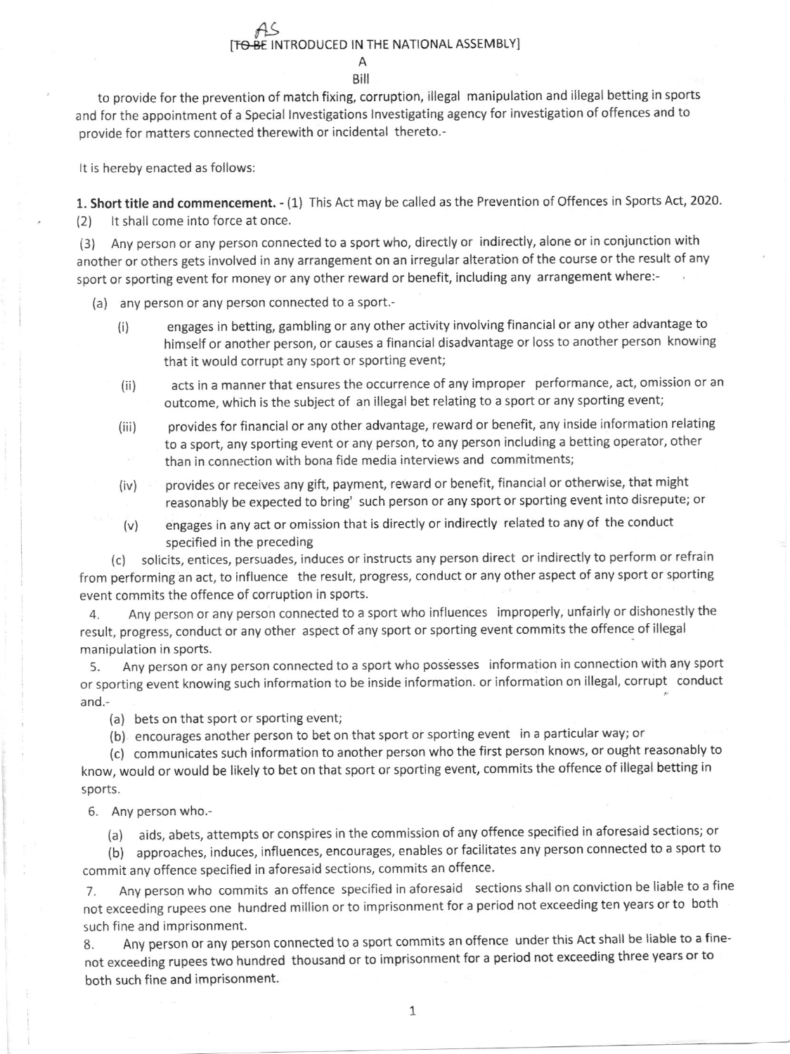AS

[~~TO BE~~ INTRODUCED IN THE NATIONAL ASSEMBLY]

A

Bill

to provide for the prevention of match fixing, corruption, illegal manipulation and illegal betting in sports and for the appointment of a Special Investigations Investigating agency for investigation of offences and to provide for matters connected therewith or incidental thereto.-

It is hereby enacted as follows:

**1. Short title and commencement.** - (1) This Act may be called as the Prevention of Offences in Sports Act, 2020.

(2) It shall come into force at once.

(3) Any person or any person connected to a sport who, directly or indirectly, alone or in conjunction with another or others gets involved in any arrangement on an irregular alteration of the course or the result of any sport or sporting event for money or any other reward or benefit, including any arrangement where:-

(a) any person or any person connected to a sport.-

(i) engages in betting, gambling or any other activity involving financial or any other advantage to himself or another person, or causes a financial disadvantage or loss to another person knowing that it would corrupt any sport or sporting event;

(ii) acts in a manner that ensures the occurrence of any improper performance, act, omission or an outcome, which is the subject of an illegal bet relating to a sport or any sporting event;

(iii) provides for financial or any other advantage, reward or benefit, any inside information relating to a sport, any sporting event or any person, to any person including a betting operator, other than in connection with bona fide media interviews and commitments;

(iv) provides or receives any gift, payment, reward or benefit, financial or otherwise, that might reasonably be expected to bring' such person or any sport or sporting event into disrepute; or

(v) engages in any act or omission that is directly or indirectly related to any of the conduct specified in the preceding

(c) solicits, entices, persuades, induces or instructs any person direct or indirectly to perform or refrain from performing an act, to influence the result, progress, conduct or any other aspect of any sport or sporting event commits the offence of corruption in sports.

4. Any person or any person connected to a sport who influences improperly, unfairly or dishonestly the result, progress, conduct or any other aspect of any sport or sporting event commits the offence of illegal manipulation in sports.

5. Any person or any person connected to a sport who possesses information in connection with any sport or sporting event knowing such information to be inside information. or information on illegal, corrupt conduct and.-

(a) bets on that sport or sporting event;

(b) encourages another person to bet on that sport or sporting event in a particular way; or

(c) communicates such information to another person who the first person knows, or ought reasonably to know, would or would be likely to bet on that sport or sporting event, commits the offence of illegal betting in sports.

6. Any person who.-

(a) aids, abets, attempts or conspires in the commission of any offence specified in aforesaid sections; or

(b) approaches, induces, influences, encourages, enables or facilitates any person connected to a sport to commit any offence specified in aforesaid sections, commits an offence.

7. Any person who commits an offence specified in aforesaid sections shall on conviction be liable to a fine not exceeding rupees one hundred million or to imprisonment for a period not exceeding ten years or to both such fine and imprisonment.

8. Any person or any person connected to a sport commits an offence under this Act shall be liable to a fine- not exceeding rupees two hundred thousand or to imprisonment for a period not exceeding three years or to both such fine and imprisonment.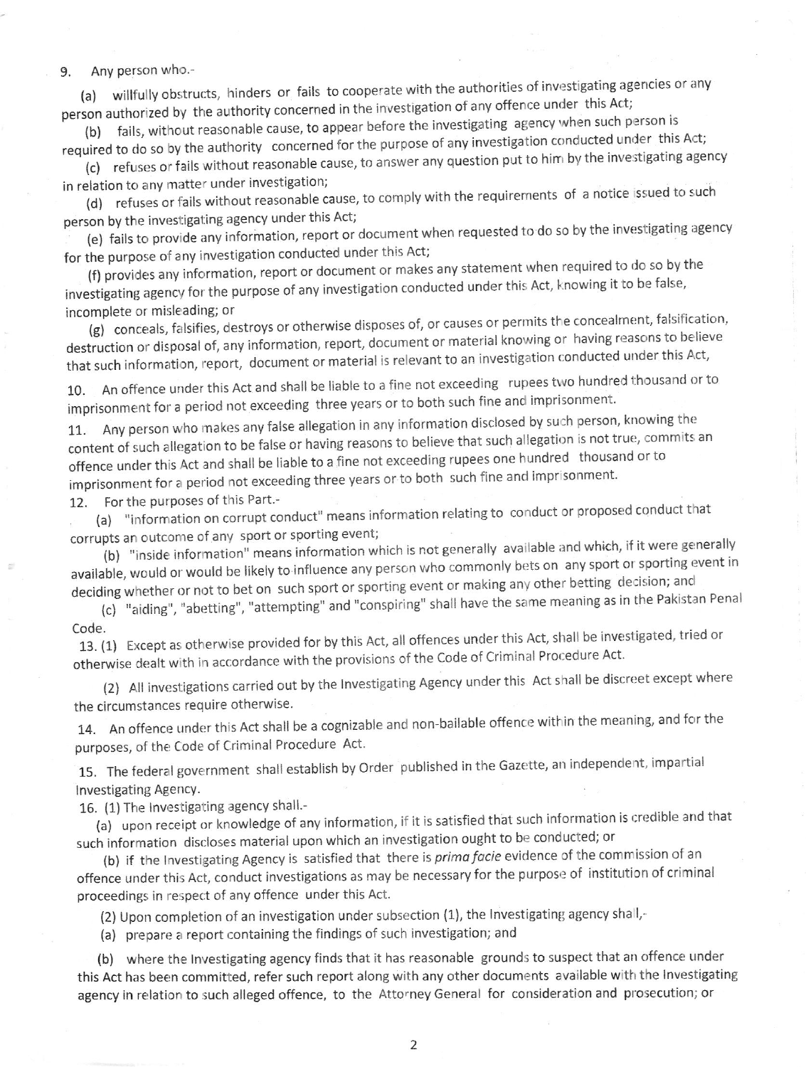9. Any person who.-

(a) willfully obstructs, hinders or fails to cooperate with the authorities of investigating agencies or any person authorized by the authority concerned in the investigation of any offence under this Act;

(b) fails, without reasonable cause, to appear before the investigating agency when such person is required to do so by the authority concerned for the purpose of any investigation conducted under this Act;

(c) refuses or fails without reasonable cause, to answer any question put to him by the investigating agency in relation to any matter under investigation;

(d) refuses or fails without reasonable cause, to comply with the requirements of a notice issued to such person by the investigating agency under this Act;

(e) fails to provide any information, report or document when requested to do so by the investigating agency for the purpose of any investigation conducted under this Act;

(f) provides any information, report or document or makes any statement when required to do so by the investigating agency for the purpose of any investigation conducted under this Act, knowing it to be false, incomplete or misleading; or

(g) conceals, falsifies, destroys or otherwise disposes of, or causes or permits the concealment, falsification, destruction or disposal of, any information, report, document or material knowing or having reasons to believe that such information, report, document or material is relevant to an investigation conducted under this Act,

10. An offence under this Act and shall be liable to a fine not exceeding rupees two hundred thousand or to imprisonment for a period not exceeding three years or to both such fine and imprisonment.

11. Any person who makes any false allegation in any information disclosed by such person, knowing the content of such allegation to be false or having reasons to believe that such allegation is not true, commits an offence under this Act and shall be liable to a fine not exceeding rupees one hundred thousand or to imprisonment for a period not exceeding three years or to both such fine and imprisonment.

12. For the purposes of this Part.-

(a) "information on corrupt conduct" means information relating to conduct or proposed conduct that corrupts an outcome of any sport or sporting event;

(b) "inside information" means information which is not generally available and which, if it were generally available, would or would be likely to influence any person who commonly bets on any sport or sporting event in deciding whether or not to bet on such sport or sporting event or making any other betting decision; and

(c) "aiding", "abetting", "attempting" and "conspiring" shall have the same meaning as in the Pakistan Penal Code.

13. (1) Except as otherwise provided for by this Act, all offences under this Act, shall be investigated, tried or otherwise dealt with in accordance with the provisions of the Code of Criminal Procedure Act.

(2) All investigations carried out by the Investigating Agency under this Act shall be discreet except where the circumstances require otherwise.

14. An offence under this Act shall be a cognizable and non-bailable offence within the meaning, and for the purposes, of the Code of Criminal Procedure Act.

15. The federal government shall establish by Order published in the Gazette, an independent, impartial Investigating Agency.

16. (1) The Investigating agency shall.-

(a) upon receipt or knowledge of any information, if it is satisfied that such information is credible and that such information discloses material upon which an investigation ought to be conducted; or

(b) if the Investigating Agency is satisfied that there is *prima facie* evidence of the commission of an offence under this Act, conduct investigations as may be necessary for the purpose of institution of criminal proceedings in respect of any offence under this Act.

(2) Upon completion of an investigation under subsection (1), the Investigating agency shall,-

(a) prepare a report containing the findings of such investigation; and

(b) where the Investigating agency finds that it has reasonable grounds to suspect that an offence under this Act has been committed, refer such report along with any other documents available with the Investigating agency in relation to such alleged offence, to the Attorney General for consideration and prosecution; or